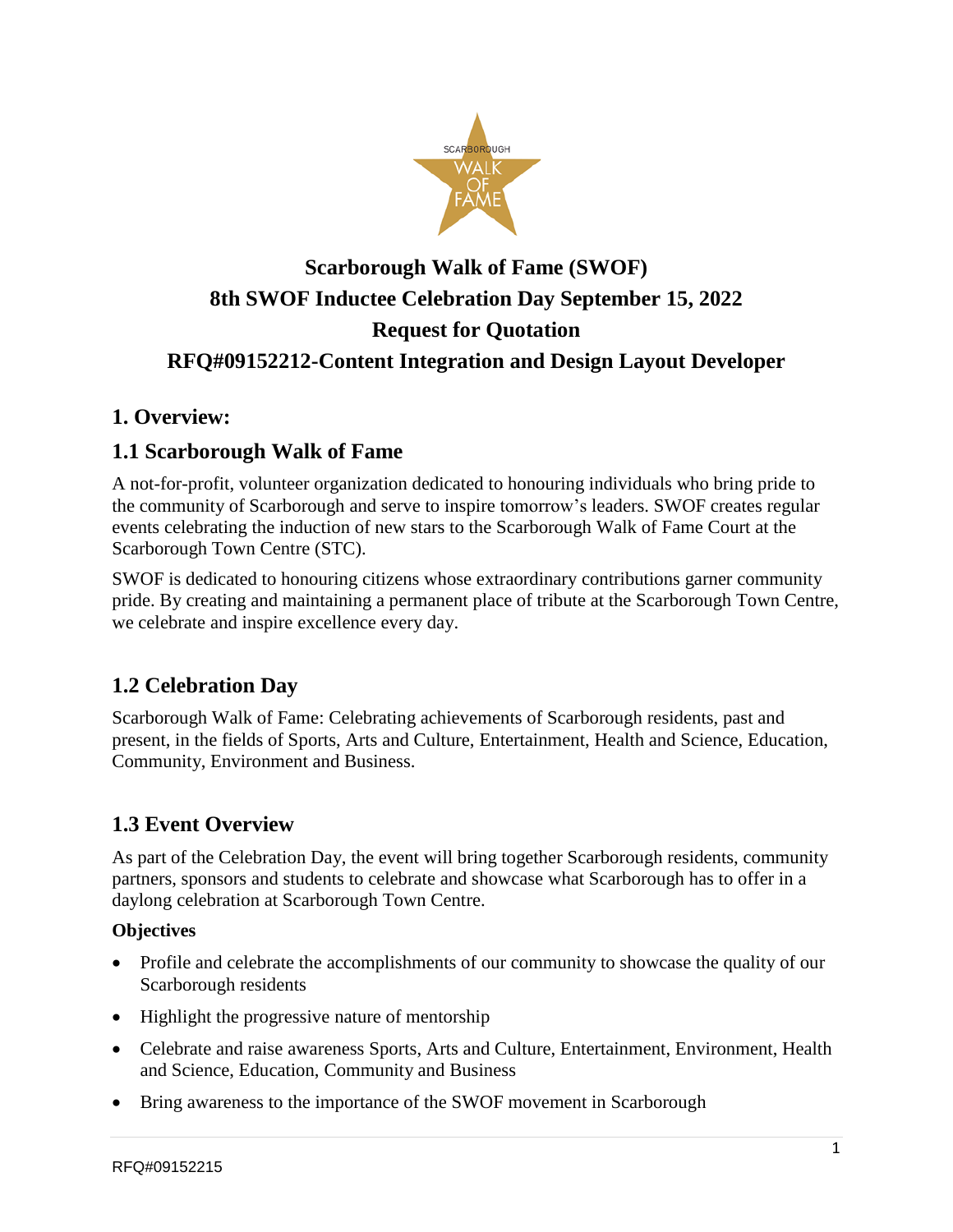# Scarborough Walk of Fame (SWOF)
# 8th SWOF Inductee Celebration Day September 15, 2022
# Request for Quotation
# RFQ#09152212-Content Integration and Design Layout Developer

## 1. Overview:

## 1.1 Scarborough Walk of Fame

A not-for-profit, volunteer organization dedicated to honouring individuals who bring pride to the community of Scarborough and serve to inspire tomorrow's leaders. SWOF creates regular events celebrating the induction of new stars to the Scarborough Walk of Fame Court at the Scarborough Town Centre (STC).

SWOF is dedicated to honouring citizens whose extraordinary contributions garner community pride. By creating and maintaining a permanent place of tribute at the Scarborough Town Centre, we celebrate and inspire excellence every day.

## 1.2 Celebration Day

Scarborough Walk of Fame: Celebrating achievements of Scarborough residents, past and present, in the fields of Sports, Arts and Culture, Entertainment, Health and Science, Education, Community, Environment and Business.

## 1.3 Event Overview

As part of the Celebration Day, the event will bring together Scarborough residents, community partners, sponsors and students to celebrate and showcase what Scarborough has to offer in a daylong celebration at Scarborough Town Centre.

**Objectives**

- Profile and celebrate the accomplishments of our community to showcase the quality of our Scarborough residents
- Highlight the progressive nature of mentorship
- Celebrate and raise awareness Sports, Arts and Culture, Entertainment, Environment, Health and Science, Education, Community and Business
- Bring awareness to the importance of the SWOF movement in Scarborough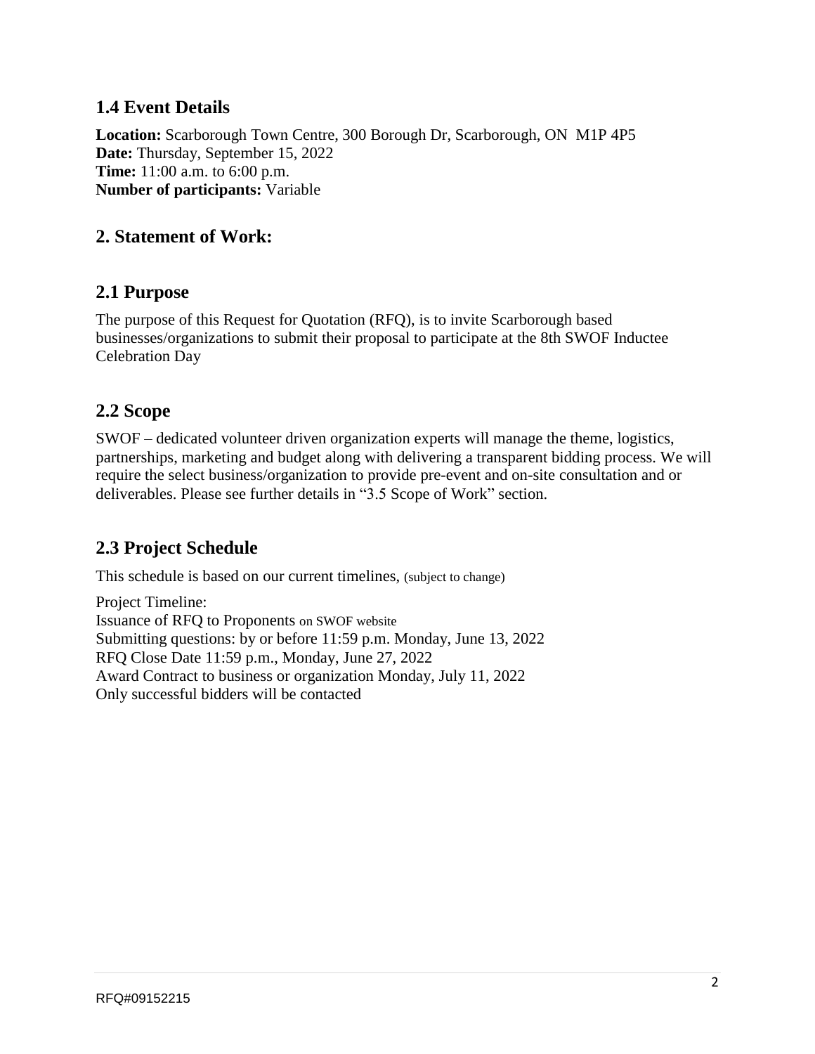## 1.4 Event Details

**Location:** Scarborough Town Centre, 300 Borough Dr, Scarborough, ON  M1P 4P5
**Date:** Thursday, September 15, 2022
**Time:** 11:00 a.m. to 6:00 p.m.
**Number of participants:** Variable

## 2. Statement of Work:

## 2.1 Purpose

The purpose of this Request for Quotation (RFQ), is to invite Scarborough based businesses/organizations to submit their proposal to participate at the 8th SWOF Inductee Celebration Day

## 2.2 Scope

SWOF – dedicated volunteer driven organization experts will manage the theme, logistics, partnerships, marketing and budget along with delivering a transparent bidding process. We will require the select business/organization to provide pre-event and on-site consultation and or deliverables. Please see further details in "3.5 Scope of Work" section.

## 2.3 Project Schedule

This schedule is based on our current timelines, (subject to change)

Project Timeline:
Issuance of RFQ to Proponents on SWOF website
Submitting questions: by or before 11:59 p.m. Monday, June 13, 2022
RFQ Close Date 11:59 p.m., Monday, June 27, 2022
Award Contract to business or organization Monday, July 11, 2022
Only successful bidders will be contacted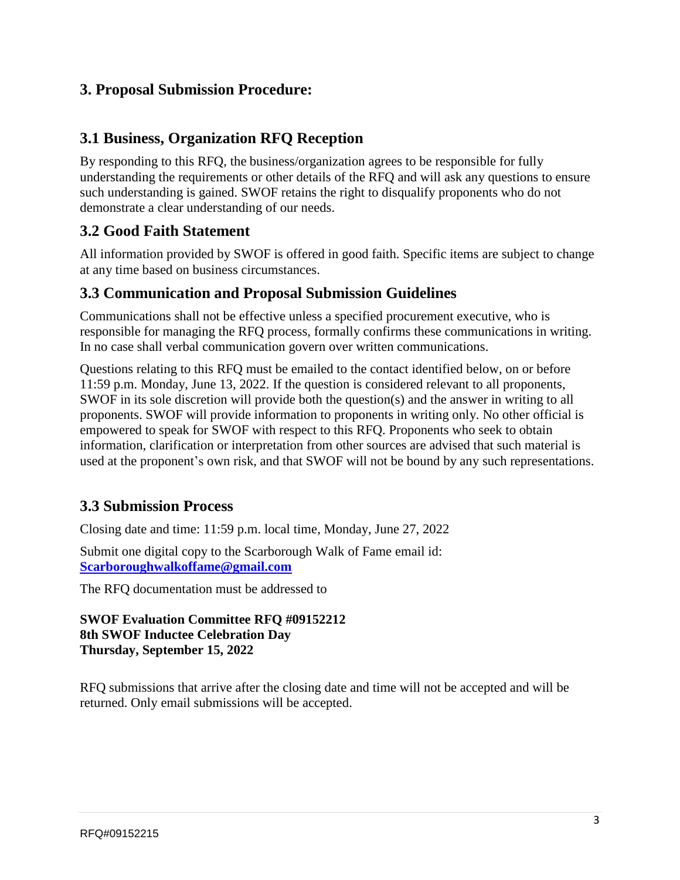## 3. Proposal Submission Procedure:

### 3.1 Business, Organization RFQ Reception

By responding to this RFQ, the business/organization agrees to be responsible for fully understanding the requirements or other details of the RFQ and will ask any questions to ensure such understanding is gained. SWOF retains the right to disqualify proponents who do not demonstrate a clear understanding of our needs.

### 3.2 Good Faith Statement

All information provided by SWOF is offered in good faith. Specific items are subject to change at any time based on business circumstances.

### 3.3 Communication and Proposal Submission Guidelines

Communications shall not be effective unless a specified procurement executive, who is responsible for managing the RFQ process, formally confirms these communications in writing. In no case shall verbal communication govern over written communications.

Questions relating to this RFQ must be emailed to the contact identified below, on or before 11:59 p.m. Monday, June 13, 2022. If the question is considered relevant to all proponents, SWOF in its sole discretion will provide both the question(s) and the answer in writing to all proponents. SWOF will provide information to proponents in writing only. No other official is empowered to speak for SWOF with respect to this RFQ. Proponents who seek to obtain information, clarification or interpretation from other sources are advised that such material is used at the proponent's own risk, and that SWOF will not be bound by any such representations.

### 3.3 Submission Process

Closing date and time: 11:59 p.m. local time, Monday, June 27, 2022

Submit one digital copy to the Scarborough Walk of Fame email id: [Scarboroughwalkoffame@gmail.com](mailto:Scarboroughwalkoffame@gmail.com)

The RFQ documentation must be addressed to

**SWOF Evaluation Committee RFQ #09152212**
**8th SWOF Inductee Celebration Day**
**Thursday, September 15, 2022**

RFQ submissions that arrive after the closing date and time will not be accepted and will be returned. Only email submissions will be accepted.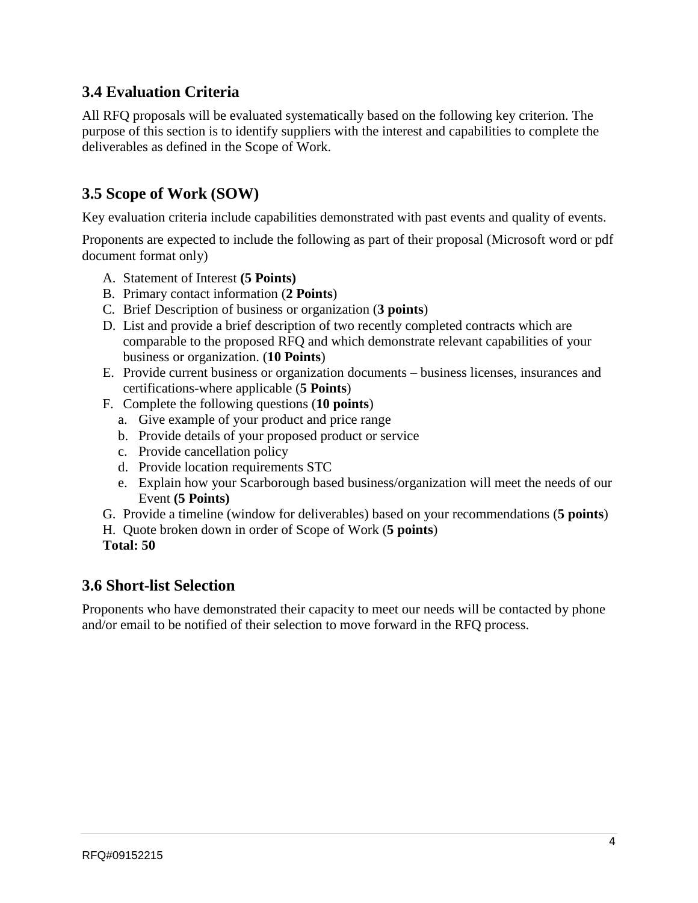## 3.4 Evaluation Criteria

All RFQ proposals will be evaluated systematically based on the following key criterion. The purpose of this section is to identify suppliers with the interest and capabilities to complete the deliverables as defined in the Scope of Work.

## 3.5 Scope of Work (SOW)

Key evaluation criteria include capabilities demonstrated with past events and quality of events.

Proponents are expected to include the following as part of their proposal (Microsoft word or pdf document format only)

A. Statement of Interest **(5 Points)**
B. Primary contact information (**2 Points**)
C. Brief Description of business or organization (**3 points**)
D. List and provide a brief description of two recently completed contracts which are comparable to the proposed RFQ and which demonstrate relevant capabilities of your business or organization. (**10 Points**)
E. Provide current business or organization documents – business licenses, insurances and certifications-where applicable (**5 Points**)
F. Complete the following questions (**10 points**)
   a. Give example of your product and price range
   b. Provide details of your proposed product or service
   c. Provide cancellation policy
   d. Provide location requirements STC
   e. Explain how your Scarborough based business/organization will meet the needs of our Event **(5 Points)**
G. Provide a timeline (window for deliverables) based on your recommendations (**5 points**)
H. Quote broken down in order of Scope of Work (**5 points**)

**Total: 50**

## 3.6 Short-list Selection

Proponents who have demonstrated their capacity to meet our needs will be contacted by phone and/or email to be notified of their selection to move forward in the RFQ process.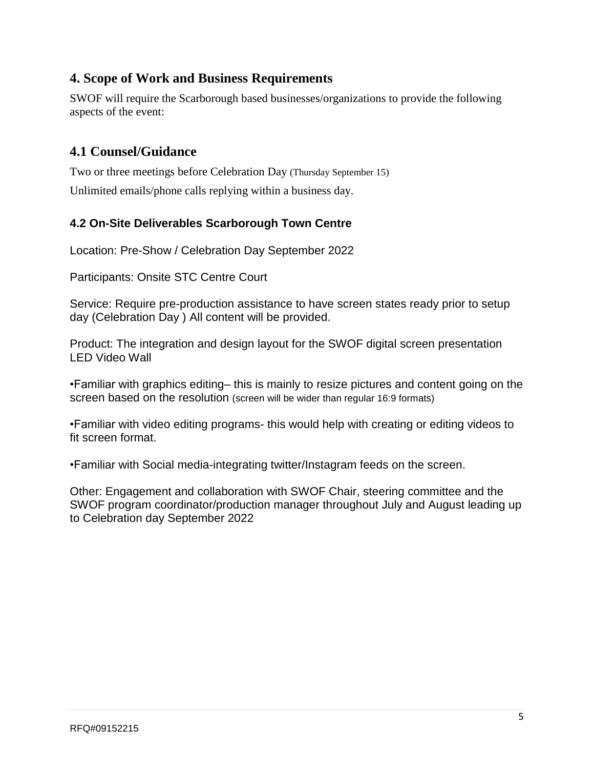## 4. Scope of Work and Business Requirements

SWOF will require the Scarborough based businesses/organizations to provide the following aspects of the event:

## 4.1 Counsel/Guidance

Two or three meetings before Celebration Day (Thursday September 15)

Unlimited emails/phone calls replying within a business day.

### 4.2 On-Site Deliverables Scarborough Town Centre

Location: Pre-Show / Celebration Day September 2022

Participants: Onsite STC Centre Court

Service: Require pre-production assistance to have screen states ready prior to setup day (Celebration Day ) All content will be provided.

Product: The integration and design layout for the SWOF digital screen presentation LED Video Wall

•Familiar with graphics editing– this is mainly to resize pictures and content going on the screen based on the resolution (screen will be wider than regular 16:9 formats)

•Familiar with video editing programs- this would help with creating or editing videos to fit screen format.

•Familiar with Social media-integrating twitter/Instagram feeds on the screen.

Other: Engagement and collaboration with SWOF Chair, steering committee and the SWOF program coordinator/production manager throughout July and August leading up to Celebration day September 2022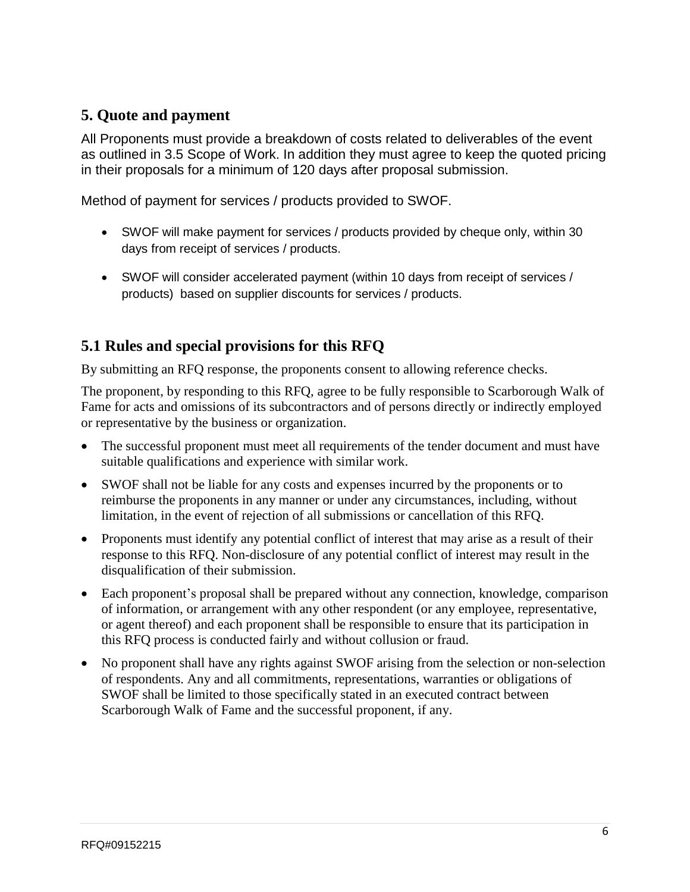## 5. Quote and payment

All Proponents must provide a breakdown of costs related to deliverables of the event as outlined in 3.5 Scope of Work. In addition they must agree to keep the quoted pricing in their proposals for a minimum of 120 days after proposal submission.

Method of payment for services / products provided to SWOF.

- SWOF will make payment for services / products provided by cheque only, within 30 days from receipt of services / products.
- SWOF will consider accelerated payment (within 10 days from receipt of services / products) based on supplier discounts for services / products.

## 5.1 Rules and special provisions for this RFQ

By submitting an RFQ response, the proponents consent to allowing reference checks.

The proponent, by responding to this RFQ, agree to be fully responsible to Scarborough Walk of Fame for acts and omissions of its subcontractors and of persons directly or indirectly employed or representative by the business or organization.

- The successful proponent must meet all requirements of the tender document and must have suitable qualifications and experience with similar work.
- SWOF shall not be liable for any costs and expenses incurred by the proponents or to reimburse the proponents in any manner or under any circumstances, including, without limitation, in the event of rejection of all submissions or cancellation of this RFQ.
- Proponents must identify any potential conflict of interest that may arise as a result of their response to this RFQ. Non-disclosure of any potential conflict of interest may result in the disqualification of their submission.
- Each proponent's proposal shall be prepared without any connection, knowledge, comparison of information, or arrangement with any other respondent (or any employee, representative, or agent thereof) and each proponent shall be responsible to ensure that its participation in this RFQ process is conducted fairly and without collusion or fraud.
- No proponent shall have any rights against SWOF arising from the selection or non-selection of respondents. Any and all commitments, representations, warranties or obligations of SWOF shall be limited to those specifically stated in an executed contract between Scarborough Walk of Fame and the successful proponent, if any.